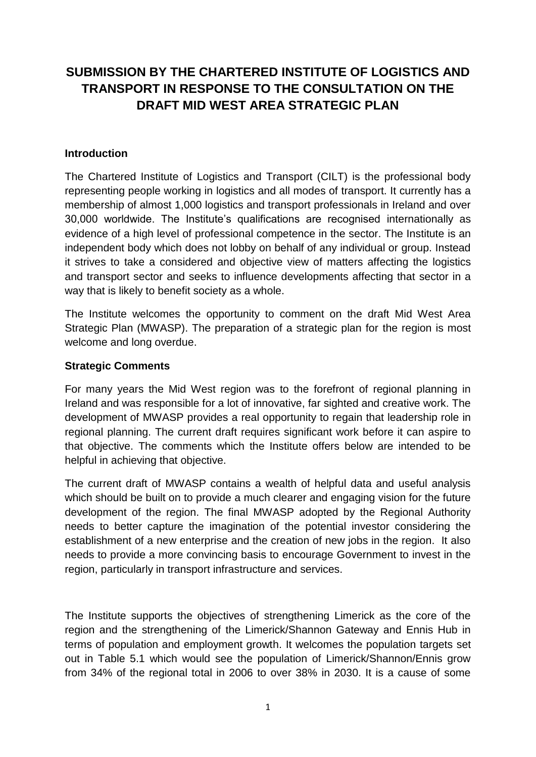# SUBMISSION BY THE CHARTERED INSTITUTE OF LOGISTICS AND TRANSPORT IN RESPONSE TO THE CONSULTATION ON THE DRAFT MID WEST AREA STRATEGIC PLAN

## Introduction

The Chartered Institute of Logistics and Transport (CILT) is the professional body representing people working in logistics and all modes of transport. It currently has a membership of almost 1,000 logistics and transport professionals in Ireland and over 30,000 worldwide. The Institute's qualifications are recognised internationally as evidence of a high level of professional competence in the sector. The Institute is an independent body which does not lobby on behalf of any individual or group. Instead it strives to take a considered and objective view of matters affecting the logistics and transport sector and seeks to influence developments affecting that sector in a way that is likely to benefit society as a whole.

The Institute welcomes the opportunity to comment on the draft Mid West Area Strategic Plan (MWASP). The preparation of a strategic plan for the region is most welcome and long overdue.

## Strategic Comments

For many years the Mid West region was to the forefront of regional planning in Ireland and was responsible for a lot of innovative, far sighted and creative work. The development of MWASP provides a real opportunity to regain that leadership role in regional planning. The current draft requires significant work before it can aspire to that objective. The comments which the Institute offers below are intended to be helpful in achieving that objective.

The current draft of MWASP contains a wealth of helpful data and useful analysis which should be built on to provide a much clearer and engaging vision for the future development of the region. The final MWASP adopted by the Regional Authority needs to better capture the imagination of the potential investor considering the establishment of a new enterprise and the creation of new jobs in the region. It also needs to provide a more convincing basis to encourage Government to invest in the region, particularly in transport infrastructure and services.

The Institute supports the objectives of strengthening Limerick as the core of the region and the strengthening of the Limerick/Shannon Gateway and Ennis Hub in terms of population and employment growth. It welcomes the population targets set out in Table 5.1 which would see the population of Limerick/Shannon/Ennis grow from 34% of the regional total in 2006 to over 38% in 2030. It is a cause of some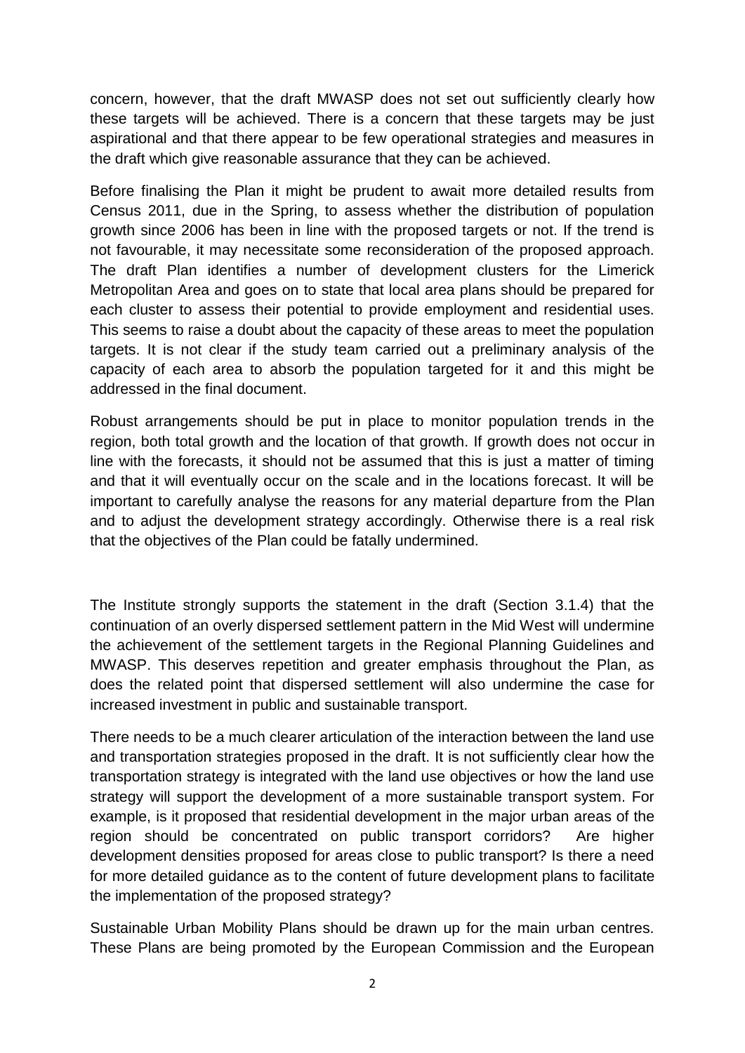concern, however, that the draft MWASP does not set out sufficiently clearly how these targets will be achieved. There is a concern that these targets may be just aspirational and that there appear to be few operational strategies and measures in the draft which give reasonable assurance that they can be achieved.

Before finalising the Plan it might be prudent to await more detailed results from Census 2011, due in the Spring, to assess whether the distribution of population growth since 2006 has been in line with the proposed targets or not. If the trend is not favourable, it may necessitate some reconsideration of the proposed approach. The draft Plan identifies a number of development clusters for the Limerick Metropolitan Area and goes on to state that local area plans should be prepared for each cluster to assess their potential to provide employment and residential uses. This seems to raise a doubt about the capacity of these areas to meet the population targets. It is not clear if the study team carried out a preliminary analysis of the capacity of each area to absorb the population targeted for it and this might be addressed in the final document.

Robust arrangements should be put in place to monitor population trends in the region, both total growth and the location of that growth. If growth does not occur in line with the forecasts, it should not be assumed that this is just a matter of timing and that it will eventually occur on the scale and in the locations forecast. It will be important to carefully analyse the reasons for any material departure from the Plan and to adjust the development strategy accordingly. Otherwise there is a real risk that the objectives of the Plan could be fatally undermined.

The Institute strongly supports the statement in the draft (Section 3.1.4) that the continuation of an overly dispersed settlement pattern in the Mid West will undermine the achievement of the settlement targets in the Regional Planning Guidelines and MWASP. This deserves repetition and greater emphasis throughout the Plan, as does the related point that dispersed settlement will also undermine the case for increased investment in public and sustainable transport.

There needs to be a much clearer articulation of the interaction between the land use and transportation strategies proposed in the draft. It is not sufficiently clear how the transportation strategy is integrated with the land use objectives or how the land use strategy will support the development of a more sustainable transport system. For example, is it proposed that residential development in the major urban areas of the region should be concentrated on public transport corridors? Are higher development densities proposed for areas close to public transport? Is there a need for more detailed guidance as to the content of future development plans to facilitate the implementation of the proposed strategy?

Sustainable Urban Mobility Plans should be drawn up for the main urban centres. These Plans are being promoted by the European Commission and the European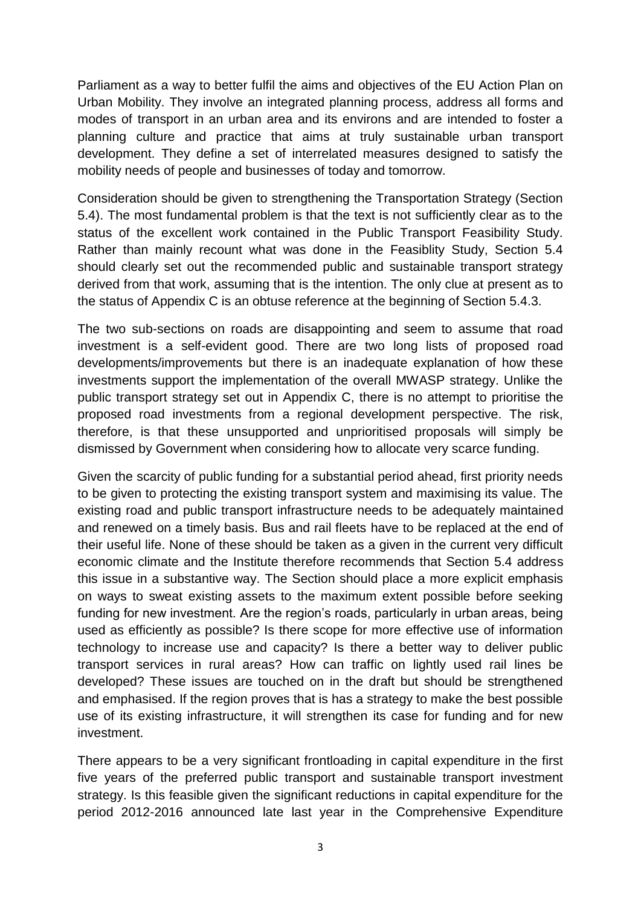Parliament as a way to better fulfil the aims and objectives of the EU Action Plan on Urban Mobility. They involve an integrated planning process, address all forms and modes of transport in an urban area and its environs and are intended to foster a planning culture and practice that aims at truly sustainable urban transport development. They define a set of interrelated measures designed to satisfy the mobility needs of people and businesses of today and tomorrow.

Consideration should be given to strengthening the Transportation Strategy (Section 5.4). The most fundamental problem is that the text is not sufficiently clear as to the status of the excellent work contained in the Public Transport Feasibility Study. Rather than mainly recount what was done in the Feasiblity Study, Section 5.4 should clearly set out the recommended public and sustainable transport strategy derived from that work, assuming that is the intention. The only clue at present as to the status of Appendix C is an obtuse reference at the beginning of Section 5.4.3.

The two sub-sections on roads are disappointing and seem to assume that road investment is a self-evident good. There are two long lists of proposed road developments/improvements but there is an inadequate explanation of how these investments support the implementation of the overall MWASP strategy. Unlike the public transport strategy set out in Appendix C, there is no attempt to prioritise the proposed road investments from a regional development perspective. The risk, therefore, is that these unsupported and unprioritised proposals will simply be dismissed by Government when considering how to allocate very scarce funding.

Given the scarcity of public funding for a substantial period ahead, first priority needs to be given to protecting the existing transport system and maximising its value. The existing road and public transport infrastructure needs to be adequately maintained and renewed on a timely basis. Bus and rail fleets have to be replaced at the end of their useful life. None of these should be taken as a given in the current very difficult economic climate and the Institute therefore recommends that Section 5.4 address this issue in a substantive way. The Section should place a more explicit emphasis on ways to sweat existing assets to the maximum extent possible before seeking funding for new investment. Are the region's roads, particularly in urban areas, being used as efficiently as possible? Is there scope for more effective use of information technology to increase use and capacity? Is there a better way to deliver public transport services in rural areas? How can traffic on lightly used rail lines be developed? These issues are touched on in the draft but should be strengthened and emphasised. If the region proves that is has a strategy to make the best possible use of its existing infrastructure, it will strengthen its case for funding and for new investment.

There appears to be a very significant frontloading in capital expenditure in the first five years of the preferred public transport and sustainable transport investment strategy. Is this feasible given the significant reductions in capital expenditure for the period 2012-2016 announced late last year in the Comprehensive Expenditure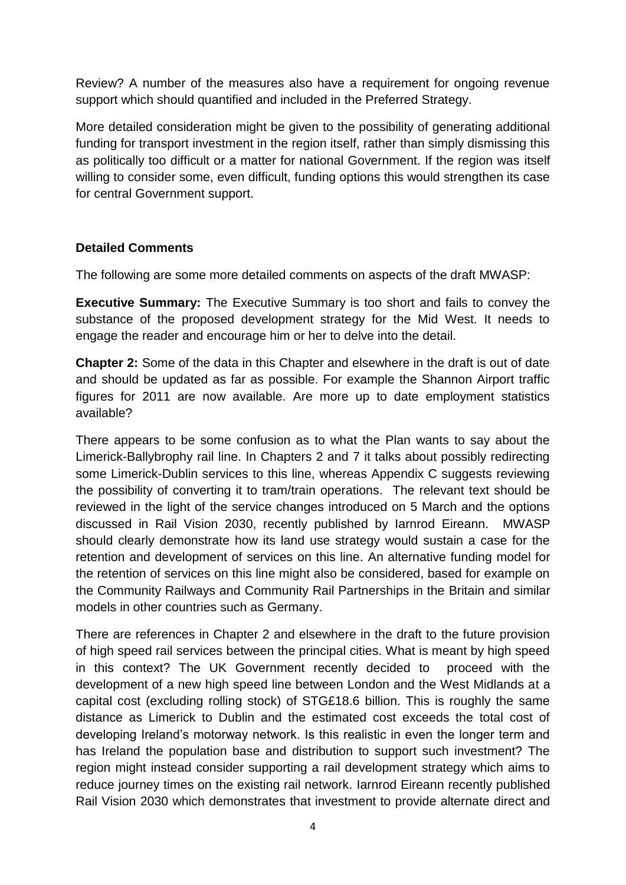Review? A number of the measures also have a requirement for ongoing revenue support which should quantified and included in the Preferred Strategy.

More detailed consideration might be given to the possibility of generating additional funding for transport investment in the region itself, rather than simply dismissing this as politically too difficult or a matter for national Government. If the region was itself willing to consider some, even difficult, funding options this would strengthen its case for central Government support.

**Detailed Comments**

The following are some more detailed comments on aspects of the draft MWASP:

**Executive Summary:** The Executive Summary is too short and fails to convey the substance of the proposed development strategy for the Mid West. It needs to engage the reader and encourage him or her to delve into the detail.

**Chapter 2:** Some of the data in this Chapter and elsewhere in the draft is out of date and should be updated as far as possible. For example the Shannon Airport traffic figures for 2011 are now available. Are more up to date employment statistics available?

There appears to be some confusion as to what the Plan wants to say about the Limerick-Ballybrophy rail line. In Chapters 2 and 7 it talks about possibly redirecting some Limerick-Dublin services to this line, whereas Appendix C suggests reviewing the possibility of converting it to tram/train operations. The relevant text should be reviewed in the light of the service changes introduced on 5 March and the options discussed in Rail Vision 2030, recently published by Iarnrod Eireann. MWASP should clearly demonstrate how its land use strategy would sustain a case for the retention and development of services on this line. An alternative funding model for the retention of services on this line might also be considered, based for example on the Community Railways and Community Rail Partnerships in the Britain and similar models in other countries such as Germany.

There are references in Chapter 2 and elsewhere in the draft to the future provision of high speed rail services between the principal cities. What is meant by high speed in this context? The UK Government recently decided to proceed with the development of a new high speed line between London and the West Midlands at a capital cost (excluding rolling stock) of STG£18.6 billion. This is roughly the same distance as Limerick to Dublin and the estimated cost exceeds the total cost of developing Ireland's motorway network. Is this realistic in even the longer term and has Ireland the population base and distribution to support such investment? The region might instead consider supporting a rail development strategy which aims to reduce journey times on the existing rail network. Iarnrod Eireann recently published Rail Vision 2030 which demonstrates that investment to provide alternate direct and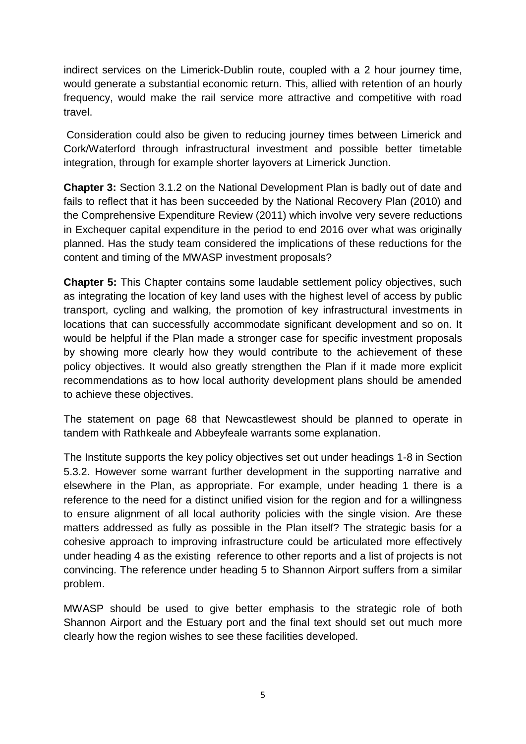indirect services on the Limerick-Dublin route, coupled with a 2 hour journey time, would generate a substantial economic return. This, allied with retention of an hourly frequency, would make the rail service more attractive and competitive with road travel.

Consideration could also be given to reducing journey times between Limerick and Cork/Waterford through infrastructural investment and possible better timetable integration, through for example shorter layovers at Limerick Junction.

**Chapter 3:** Section 3.1.2 on the National Development Plan is badly out of date and fails to reflect that it has been succeeded by the National Recovery Plan (2010) and the Comprehensive Expenditure Review (2011) which involve very severe reductions in Exchequer capital expenditure in the period to end 2016 over what was originally planned. Has the study team considered the implications of these reductions for the content and timing of the MWASP investment proposals?

**Chapter 5:** This Chapter contains some laudable settlement policy objectives, such as integrating the location of key land uses with the highest level of access by public transport, cycling and walking, the promotion of key infrastructural investments in locations that can successfully accommodate significant development and so on. It would be helpful if the Plan made a stronger case for specific investment proposals by showing more clearly how they would contribute to the achievement of these policy objectives. It would also greatly strengthen the Plan if it made more explicit recommendations as to how local authority development plans should be amended to achieve these objectives.

The statement on page 68 that Newcastlewest should be planned to operate in tandem with Rathkeale and Abbeyfeale warrants some explanation.

The Institute supports the key policy objectives set out under headings 1-8 in Section 5.3.2. However some warrant further development in the supporting narrative and elsewhere in the Plan, as appropriate. For example, under heading 1 there is a reference to the need for a distinct unified vision for the region and for a willingness to ensure alignment of all local authority policies with the single vision. Are these matters addressed as fully as possible in the Plan itself? The strategic basis for a cohesive approach to improving infrastructure could be articulated more effectively under heading 4 as the existing reference to other reports and a list of projects is not convincing. The reference under heading 5 to Shannon Airport suffers from a similar problem.

MWASP should be used to give better emphasis to the strategic role of both Shannon Airport and the Estuary port and the final text should set out much more clearly how the region wishes to see these facilities developed.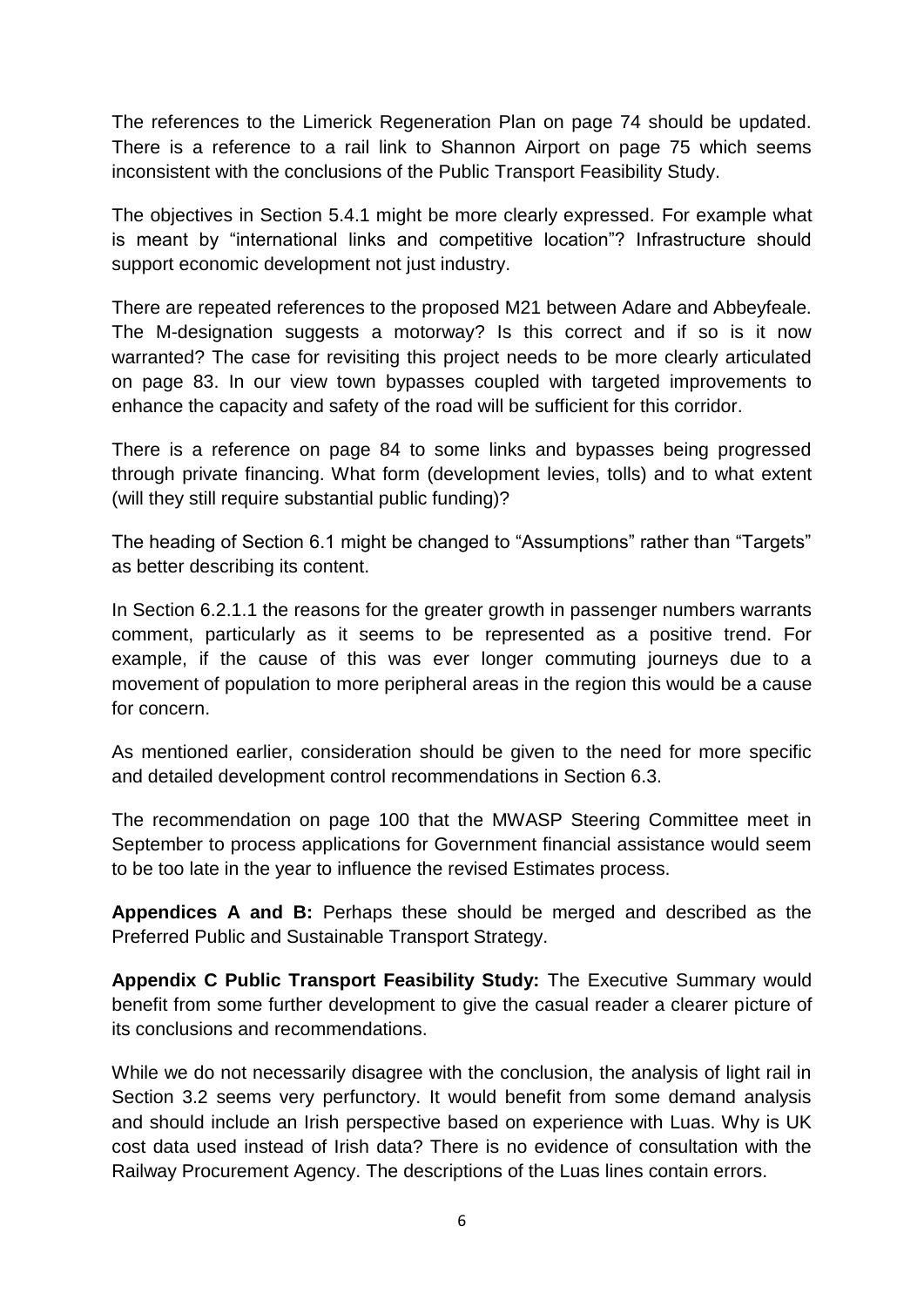The references to the Limerick Regeneration Plan on page 74 should be updated. There is a reference to a rail link to Shannon Airport on page 75 which seems inconsistent with the conclusions of the Public Transport Feasibility Study.

The objectives in Section 5.4.1 might be more clearly expressed. For example what is meant by "international links and competitive location"? Infrastructure should support economic development not just industry.

There are repeated references to the proposed M21 between Adare and Abbeyfeale. The M-designation suggests a motorway? Is this correct and if so is it now warranted? The case for revisiting this project needs to be more clearly articulated on page 83. In our view town bypasses coupled with targeted improvements to enhance the capacity and safety of the road will be sufficient for this corridor.

There is a reference on page 84 to some links and bypasses being progressed through private financing. What form (development levies, tolls) and to what extent (will they still require substantial public funding)?

The heading of Section 6.1 might be changed to "Assumptions" rather than "Targets" as better describing its content.

In Section 6.2.1.1 the reasons for the greater growth in passenger numbers warrants comment, particularly as it seems to be represented as a positive trend. For example, if the cause of this was ever longer commuting journeys due to a movement of population to more peripheral areas in the region this would be a cause for concern.

As mentioned earlier, consideration should be given to the need for more specific and detailed development control recommendations in Section 6.3.

The recommendation on page 100 that the MWASP Steering Committee meet in September to process applications for Government financial assistance would seem to be too late in the year to influence the revised Estimates process.

**Appendices A and B:** Perhaps these should be merged and described as the Preferred Public and Sustainable Transport Strategy.

**Appendix C Public Transport Feasibility Study:** The Executive Summary would benefit from some further development to give the casual reader a clearer picture of its conclusions and recommendations.

While we do not necessarily disagree with the conclusion, the analysis of light rail in Section 3.2 seems very perfunctory. It would benefit from some demand analysis and should include an Irish perspective based on experience with Luas. Why is UK cost data used instead of Irish data? There is no evidence of consultation with the Railway Procurement Agency. The descriptions of the Luas lines contain errors.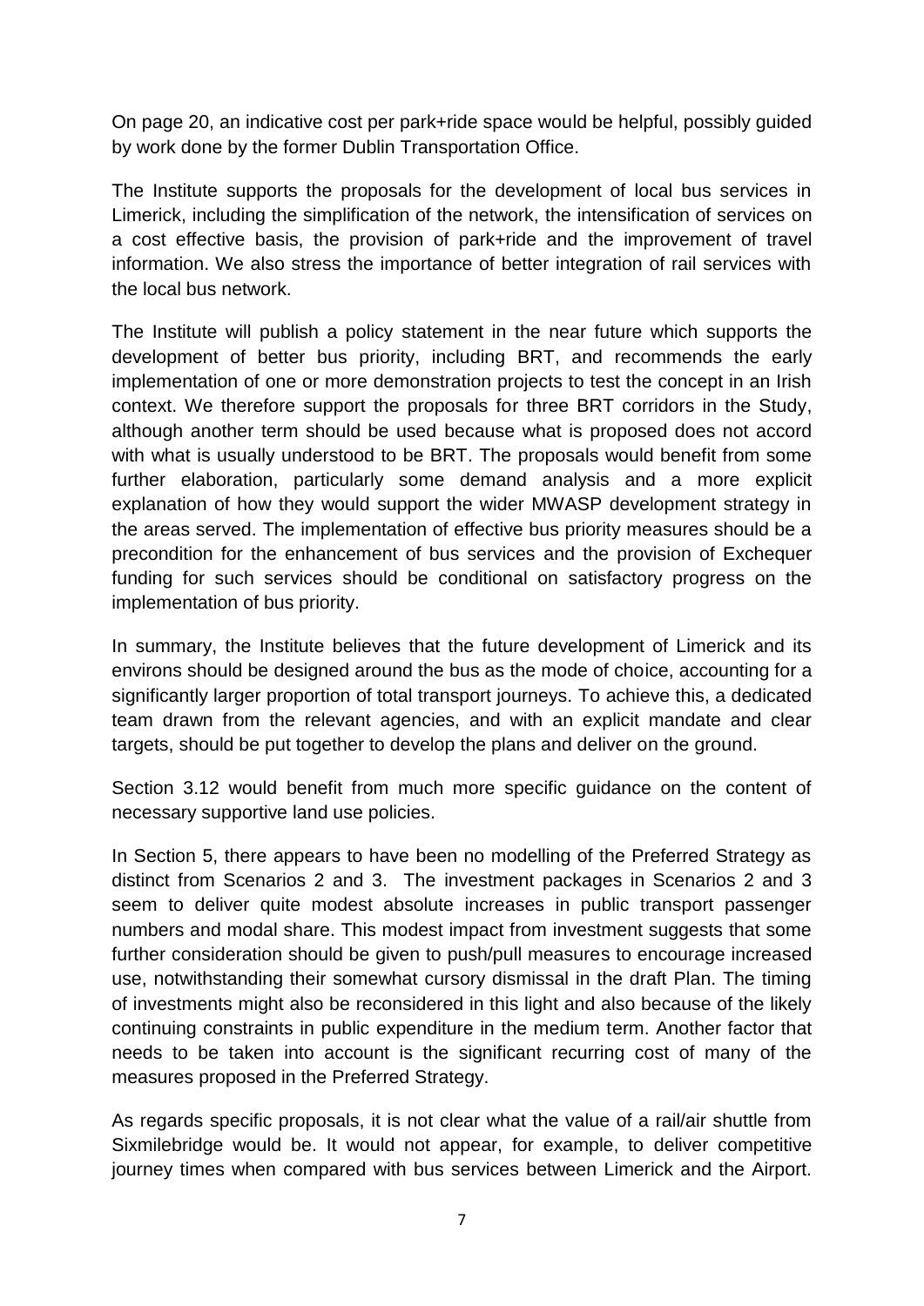On page 20, an indicative cost per park+ride space would be helpful, possibly guided by work done by the former Dublin Transportation Office.

The Institute supports the proposals for the development of local bus services in Limerick, including the simplification of the network, the intensification of services on a cost effective basis, the provision of park+ride and the improvement of travel information. We also stress the importance of better integration of rail services with the local bus network.

The Institute will publish a policy statement in the near future which supports the development of better bus priority, including BRT, and recommends the early implementation of one or more demonstration projects to test the concept in an Irish context. We therefore support the proposals for three BRT corridors in the Study, although another term should be used because what is proposed does not accord with what is usually understood to be BRT. The proposals would benefit from some further elaboration, particularly some demand analysis and a more explicit explanation of how they would support the wider MWASP development strategy in the areas served. The implementation of effective bus priority measures should be a precondition for the enhancement of bus services and the provision of Exchequer funding for such services should be conditional on satisfactory progress on the implementation of bus priority.

In summary, the Institute believes that the future development of Limerick and its environs should be designed around the bus as the mode of choice, accounting for a significantly larger proportion of total transport journeys. To achieve this, a dedicated team drawn from the relevant agencies, and with an explicit mandate and clear targets, should be put together to develop the plans and deliver on the ground.

Section 3.12 would benefit from much more specific guidance on the content of necessary supportive land use policies.

In Section 5, there appears to have been no modelling of the Preferred Strategy as distinct from Scenarios 2 and 3. The investment packages in Scenarios 2 and 3 seem to deliver quite modest absolute increases in public transport passenger numbers and modal share. This modest impact from investment suggests that some further consideration should be given to push/pull measures to encourage increased use, notwithstanding their somewhat cursory dismissal in the draft Plan. The timing of investments might also be reconsidered in this light and also because of the likely continuing constraints in public expenditure in the medium term. Another factor that needs to be taken into account is the significant recurring cost of many of the measures proposed in the Preferred Strategy.

As regards specific proposals, it is not clear what the value of a rail/air shuttle from Sixmilebridge would be. It would not appear, for example, to deliver competitive journey times when compared with bus services between Limerick and the Airport.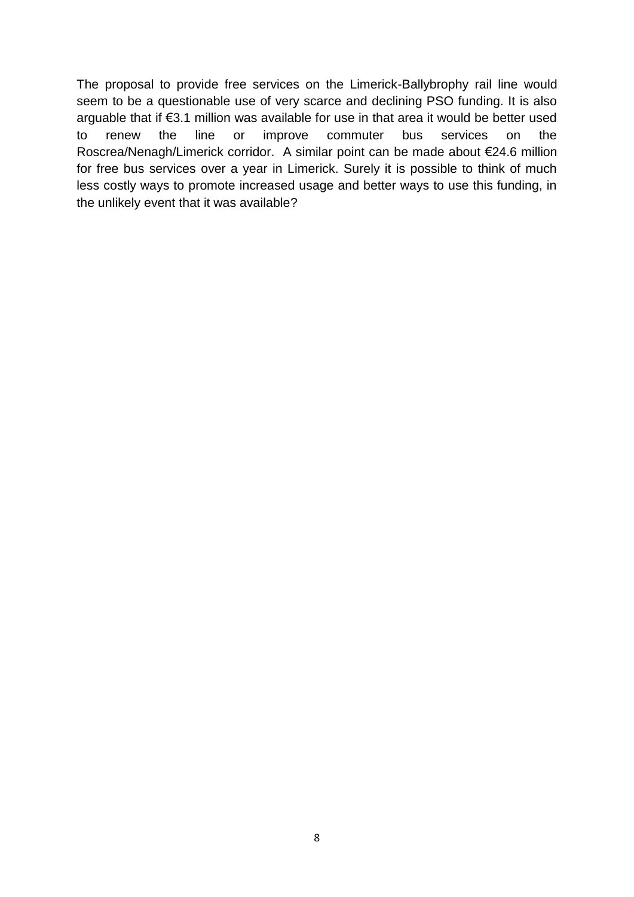The proposal to provide free services on the Limerick-Ballybrophy rail line would seem to be a questionable use of very scarce and declining PSO funding. It is also arguable that if €3.1 million was available for use in that area it would be better used to renew the line or improve commuter bus services on the Roscrea/Nenagh/Limerick corridor. A similar point can be made about €24.6 million for free bus services over a year in Limerick. Surely it is possible to think of much less costly ways to promote increased usage and better ways to use this funding, in the unlikely event that it was available?